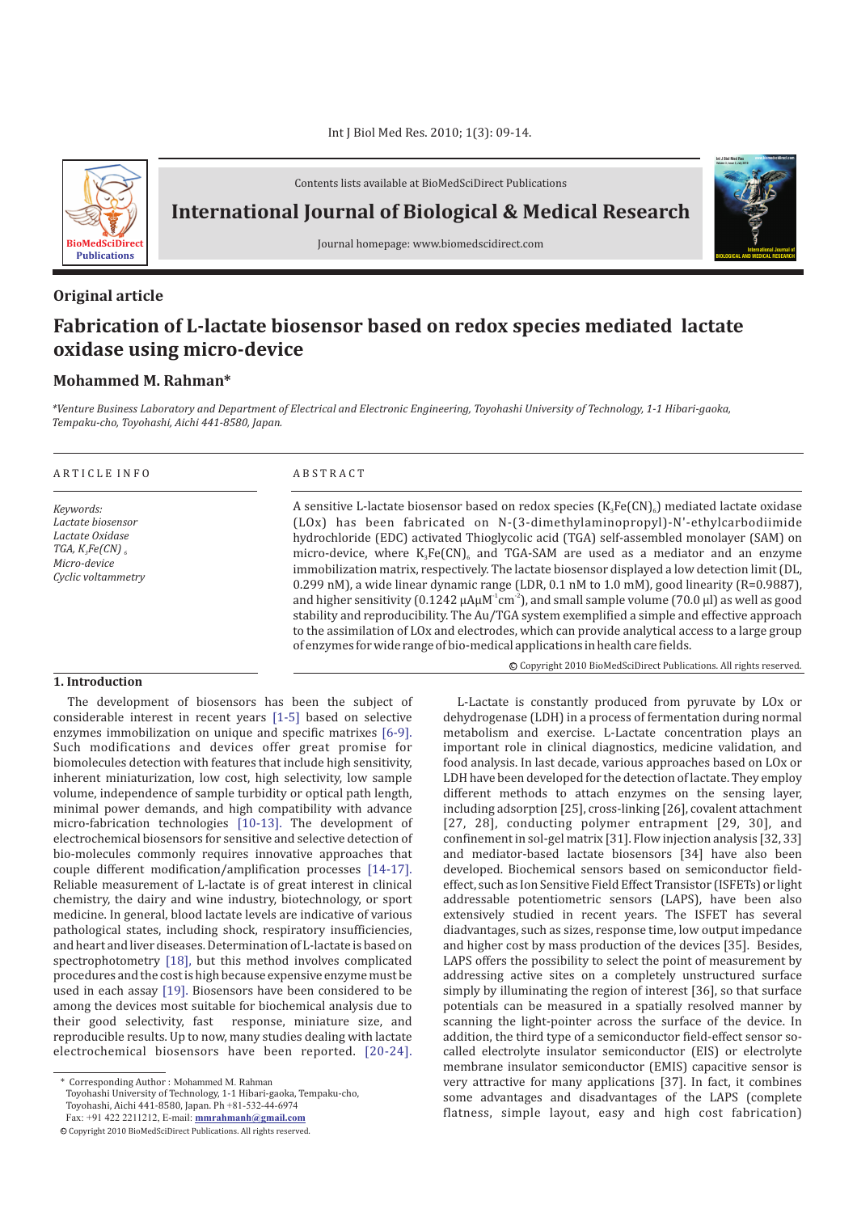Contents lists available at BioMedSciDirect Publications

# International Journal of Biological & Medical Research

Journal homepage: www.biomedscidirect.com

**Original article**

## Fabrication of L-lactate biosensor based on redox species mediated lactate oxidase using micro-device

**Mohammed M. Rahman***

*\*Venture Business Laboratory and Department of Electrical and Electronic Engineering, Toyohashi University of Technology, 1-1 Hibari-gaoka, Tempaku-cho, Toyohashi, Aichi 441-8580, Japan.*

### ARTICLE INFO

*Keywords:*
*Lactate biosensor*
*Lactate Oxidase*
*TGA, $K_3Fe(CN)_6$*
*Micro-device*
*Cyclic voltammetry*

### ABSTRACT

A sensitive L-lactate biosensor based on redox species ($K_3Fe(CN)_6$) mediated lactate oxidase (LOx) has been fabricated on N-(3-dimethylaminopropyl)-N'-ethylcarbodiimide hydrochloride (EDC) activated Thioglycolic acid (TGA) self-assembled monolayer (SAM) on micro-device, where $K_3Fe(CN)_6$ and TGA-SAM are used as a mediator and an enzyme immobilization matrix, respectively. The lactate biosensor displayed a low detection limit (DL, 0.299 nM), a wide linear dynamic range (LDR, 0.1 nM to 1.0 mM), good linearity (R=0.9887), and higher sensitivity (0.1242 $\mu A \mu M^{-1} cm^{-2}$), and small sample volume (70.0 µl) as well as good stability and reproducibility. The Au/TGA system exemplified a simple and effective approach to the assimilation of LOx and electrodes, which can provide analytical access to a large group of enzymes for wide range of bio-medical applications in health care fields.

© Copyright 2010 BioMedSciDirect Publications. All rights reserved.

### 1. Introduction

The development of biosensors has been the subject of considerable interest in recent years [1-5] based on selective enzymes immobilization on unique and specific matrixes [6-9]. Such modifications and devices offer great promise for biomolecules detection with features that include high sensitivity, inherent miniaturization, low cost, high selectivity, low sample volume, independence of sample turbidity or optical path length, minimal power demands, and high compatibility with advance micro-fabrication technologies [10-13]. The development of electrochemical biosensors for sensitive and selective detection of bio-molecules commonly requires innovative approaches that couple different modification/amplification processes [14-17]. Reliable measurement of L-lactate is of great interest in clinical chemistry, the dairy and wine industry, biotechnology, or sport medicine. In general, blood lactate levels are indicative of various pathological states, including shock, respiratory insufficiencies, and heart and liver diseases. Determination of L-lactate is based on spectrophotometry [18], but this method involves complicated procedures and the cost is high because expensive enzyme must be used in each assay [19]. Biosensors have been considered to be among the devices most suitable for biochemical analysis due to their good selectivity, fast response, miniature size, and reproducible results. Up to now, many studies dealing with lactate electrochemical biosensors have been reported. [20-24].

L-Lactate is constantly produced from pyruvate by LOx or dehydrogenase (LDH) in a process of fermentation during normal metabolism and exercise. L-Lactate concentration plays an important role in clinical diagnostics, medicine validation, and food analysis. In last decade, various approaches based on LOx or LDH have been developed for the detection of lactate. They employ different methods to attach enzymes on the sensing layer, including adsorption [25], cross-linking [26], covalent attachment [27, 28], conducting polymer entrapment [29, 30], and confinement in sol-gel matrix [31]. Flow injection analysis [32, 33] and mediator-based lactate biosensors [34] have also been developed. Biochemical sensors based on semiconductor field-effect, such as Ion Sensitive Field Effect Transistor (ISFETs) or light addressable potentiometric sensors (LAPS), have been also extensively studied in recent years. The ISFET has several disadvantages, such as sizes, response time, low output impedance and higher cost by mass production of the devices [35]. Besides, LAPS offers the possibility to select the point of measurement by addressing active sites on a completely unstructured surface simply by illuminating the region of interest [36], so that surface potentials can be measured in a spatially resolved manner by scanning the light-pointer across the surface of the device. In addition, the third type of a semiconductor field-effect sensor so-called electrolyte insulator semiconductor (EIS) or electrolyte membrane insulator semiconductor (EMIS) capacitive sensor is very attractive for many applications [37]. In fact, it combines some advantages and disadvantages of the LAPS (complete flatness, simple layout, easy and high cost fabrication)

\* Corresponding Author : Mohammed M. Rahman
Toyohashi University of Technology, 1-1 Hibari-gaoka, Tempaku-cho, Toyohashi, Aichi 441-8580, Japan. Ph +81-532-44-6974
Fax: +91 422 2211212, E-mail: **mmrahmanh@gmail.com**

© Copyright 2010 BioMedSciDirect Publications. All rights reserved.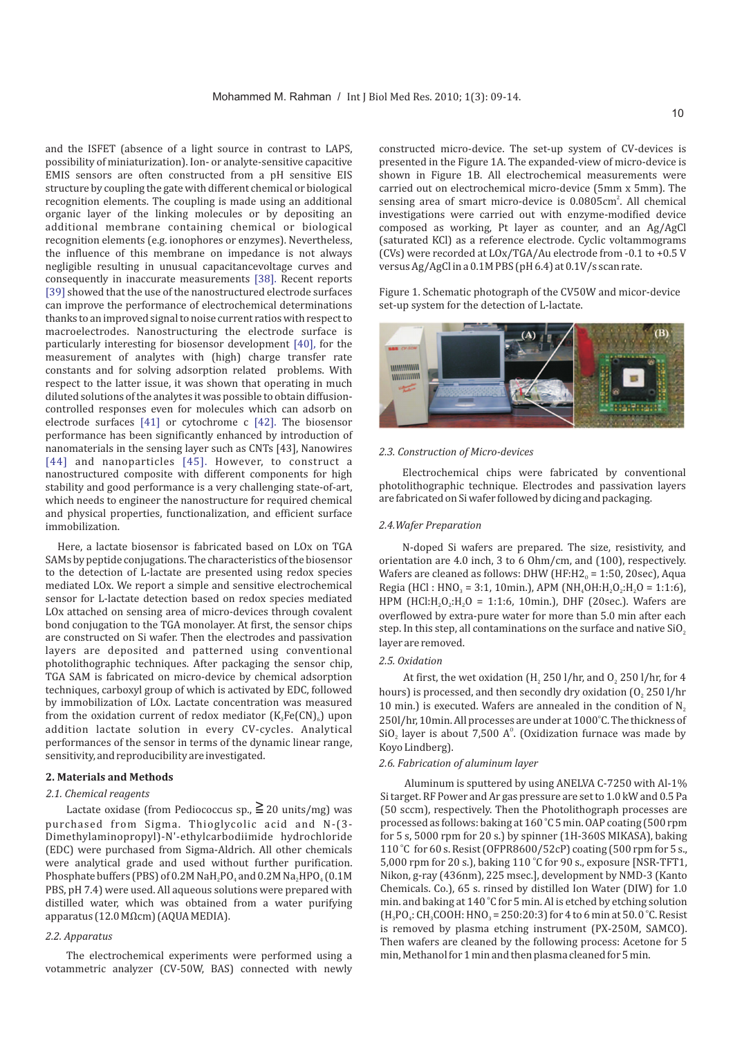and the ISFET (absence of a light source in contrast to LAPS, possibility of miniaturization). Ion- or analyte-sensitive capacitive EMIS sensors are often constructed from a pH sensitive EIS structure by coupling the gate with different chemical or biological recognition elements. The coupling is made using an additional organic layer of the linking molecules or by depositing an additional membrane containing chemical or biological recognition elements (e.g. ionophores or enzymes). Nevertheless, the influence of this membrane on impedance is not always negligible resulting in unusual capacitancevoltage curves and consequently in inaccurate measurements [38]. Recent reports [39] showed that the use of the nanostructured electrode surfaces can improve the performance of electrochemical determinations thanks to an improved signal to noise current ratios with respect to macroelectrodes. Nanostructuring the electrode surface is particularly interesting for biosensor development [40], for the measurement of analytes with (high) charge transfer rate constants and for solving adsorption related problems. With respect to the latter issue, it was shown that operating in much diluted solutions of the analytes it was possible to obtain diffusion-controlled responses even for molecules which can adsorb on electrode surfaces [41] or cytochrome c [42]. The biosensor performance has been significantly enhanced by introduction of nanomaterials in the sensing layer such as CNTs [43], Nanowires [44] and nanoparticles [45]. However, to construct a nanostructured composite with different components for high stability and good performance is a very challenging state-of-art, which needs to engineer the nanostructure for required chemical and physical properties, functionalization, and efficient surface immobilization.

Here, a lactate biosensor is fabricated based on LOx on TGA SAMs by peptide conjugations. The characteristics of the biosensor to the detection of L-lactate are presented using redox species mediated LOx. We report a simple and sensitive electrochemical sensor for L-lactate detection based on redox species mediated LOx attached on sensing area of micro-devices through covalent bond conjugation to the TGA monolayer. At first, the sensor chips are constructed on Si wafer. Then the electrodes and passivation layers are deposited and patterned using conventional photolithographic techniques. After packaging the sensor chip, TGA SAM is fabricated on micro-device by chemical adsorption techniques, carboxyl group of which is activated by EDC, followed by immobilization of LOx. Lactate concentration was measured from the oxidation current of redox mediator ($K_3Fe(CN)_6$) upon addition lactate solution in every CV-cycles. Analytical performances of the sensor in terms of the dynamic linear range, sensitivity, and reproducibility are investigated.

## 2. Materials and Methods

### *2.1. Chemical reagents*

Lactate oxidase (from Pediococcus sp., ≧ 20 units/mg) was purchased from Sigma. Thioglycolic acid and N-(3-Dimethylaminopropyl)-N'-ethylcarbodiimide hydrochloride (EDC) were purchased from Sigma-Aldrich. All other chemicals were analytical grade and used without further purification. Phosphate buffers (PBS) of 0.2M $NaH_2PO_4$ and 0.2M $Na_2HPO_4$ (0.1M PBS, pH 7.4) were used. All aqueous solutions were prepared with distilled water, which was obtained from a water purifying apparatus (12.0 MΩcm) (AQUA MEDIA).

### *2.2. Apparatus*

The electrochemical experiments were performed using a votammetric analyzer (CV-50W, BAS) connected with newly constructed micro-device. The set-up system of CV-devices is presented in the Figure 1A. The expanded-view of micro-device is shown in Figure 1B. All electrochemical measurements were carried out on electrochemical micro-device (5mm x 5mm). The sensing area of smart micro-device is 0.0805cm$^2$. All chemical investigations were carried out with enzyme-modified device composed as working, Pt layer as counter, and an Ag/AgCl (saturated KCl) as a reference electrode. Cyclic voltammograms (CVs) were recorded at LOx/TGA/Au electrode from -0.1 to +0.5 V versus Ag/AgCl in a 0.1M PBS (pH 6.4) at 0.1V/s scan rate.

Figure 1. Schematic photograph of the CV50W and micor-device set-up system for the detection of L-lactate.

### *2.3. Construction of Micro-devices*

Electrochemical chips were fabricated by conventional photolithographic technique. Electrodes and passivation layers are fabricated on Si wafer followed by dicing and packaging.

### *2.4. Wafer Preparation*

N-doped Si wafers are prepared. The size, resistivity, and orientation are 4.0 inch, 3 to 6 Ohm/cm, and (100), respectively. Wafers are cleaned as follows: DHW (HF:$H_20$ = 1:50, 20sec), Aqua Regia (HCl : $HNO_3$ = 3:1, 10min.), APM ($NH_4OH$:$H_2O_2$:$H_2O$ = 1:1:6), HPM (HCl:$H_2O_2$:$H_2O$ = 1:1:6, 10min.), DHF (20sec.). Wafers are overflowed by extra-pure water for more than 5.0 min after each step. In this step, all contaminations on the surface and native $SiO_2$ layer are removed.

### *2.5. Oxidation*

At first, the wet oxidation ($H_2$ 250 l/hr, and $O_2$ 250 l/hr, for 4 hours) is processed, and then secondly dry oxidation ($O_2$ 250 l/hr 10 min.) is executed. Wafers are annealed in the condition of $N_2$ 250l/hr, 10min. All processes are under at 1000°C. The thickness of $SiO_2$ layer is about 7,500 A$^0$. (Oxidization furnace was made by Koyo Lindberg).

### *2.6. Fabrication of aluminum layer*

Aluminum is sputtered by using ANELVA C-7250 with Al-1% Si target. RF Power and Ar gas pressure are set to 1.0 kW and 0.5 Pa (50 sccm), respectively. Then the Photolithograph processes are processed as follows: baking at 160 °C 5 min. OAP coating (500 rpm for 5 s, 5000 rpm for 20 s.) by spinner (1H-360S MIKASA), baking 110 °C for 60 s. Resist (OFPR8600/52cP) coating (500 rpm for 5 s., 5,000 rpm for 20 s.), baking 110 °C for 90 s., exposure [NSR-TFT1, Nikon, g-ray (436nm), 225 msec.], development by NMD-3 (Kanto Chemicals. Co.), 65 s. rinsed by distilled Ion Water (DIW) for 1.0 min. and baking at 140 °C for 5 min. Al is etched by etching solution ($H_3PO_4$: $CH_3COOH$: $HNO_3$ = 250:20:3) for 4 to 6 min at 50.0 °C. Resist is removed by plasma etching instrument (PX-250M, SAMCO). Then wafers are cleaned by the following process: Acetone for 5 min, Methanol for 1 min and then plasma cleaned for 5 min.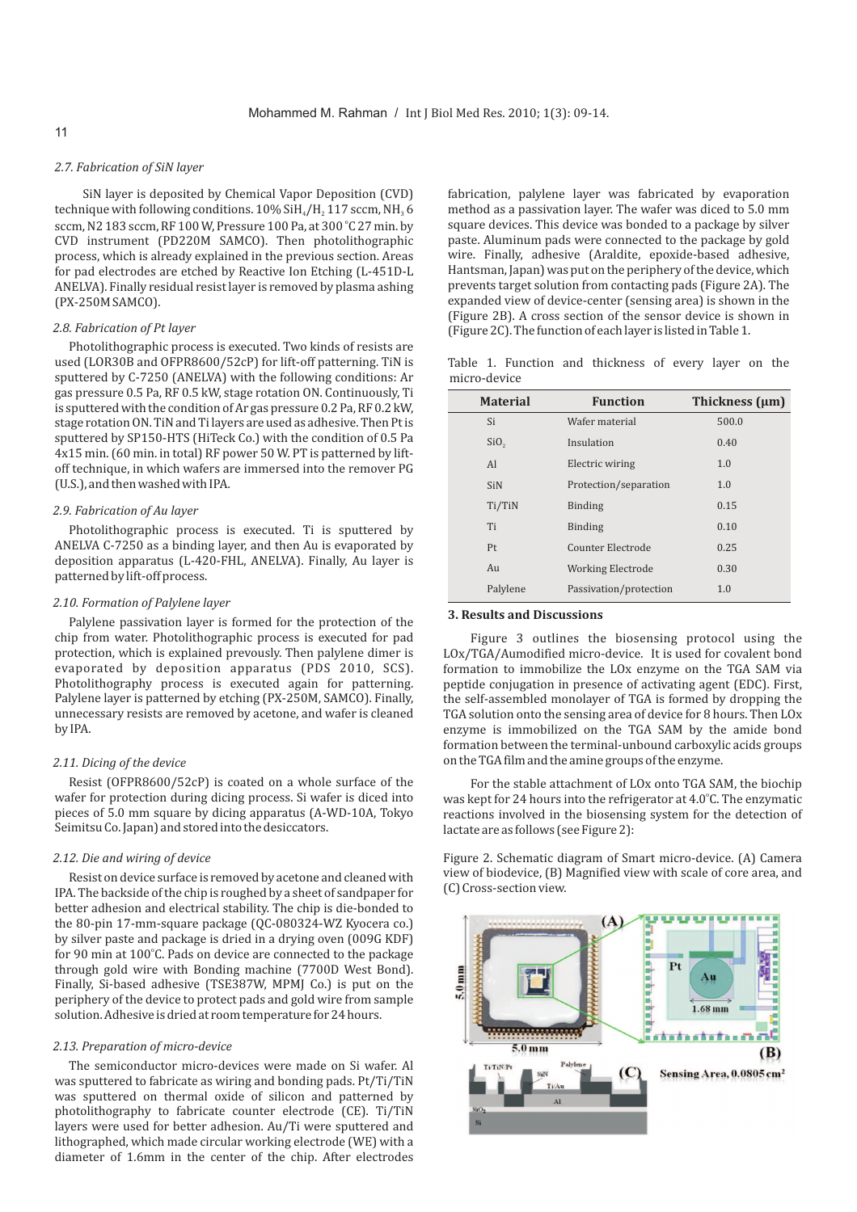### 2.7. Fabrication of SiN layer

SiN layer is deposited by Chemical Vapor Deposition (CVD) technique with following conditions. 10% $SiH_4/H_2$ 117 sccm, $NH_3$ 6 sccm, N2 183 sccm, RF 100 W, Pressure 100 Pa, at 300 °C 27 min. by CVD instrument (PD220M SAMCO). Then photolithographic process, which is already explained in the previous section. Areas for pad electrodes are etched by Reactive Ion Etching (L-451D-L ANELVA). Finally residual resist layer is removed by plasma ashing (PX-250M SAMCO).

### 2.8. Fabrication of Pt layer

Photolithographic process is executed. Two kinds of resists are used (LOR30B and OFPR8600/52cP) for lift-off patterning. TiN is sputtered by C-7250 (ANELVA) with the following conditions: Ar gas pressure 0.5 Pa, RF 0.5 kW, stage rotation ON. Continuously, Ti is sputtered with the condition of Ar gas pressure 0.2 Pa, RF 0.2 kW, stage rotation ON. TiN and Ti layers are used as adhesive. Then Pt is sputtered by SP150-HTS (HiTeck Co.) with the condition of 0.5 Pa 4x15 min. (60 min. in total) RF power 50 W. PT is patterned by lift-off technique, in which wafers are immersed into the remover PG (U.S.), and then washed with IPA.

### 2.9. Fabrication of Au layer

Photolithographic process is executed. Ti is sputtered by ANELVA C-7250 as a binding layer, and then Au is evaporated by deposition apparatus (L-420-FHL, ANELVA). Finally, Au layer is patterned by lift-off process.

### 2.10. Formation of Palylene layer

Palylene passivation layer is formed for the protection of the chip from water. Photolithographic process is executed for pad protection, which is explained prevously. Then palylene dimer is evaporated by deposition apparatus (PDS 2010, SCS). Photolithography process is executed again for patterning. Palylene layer is patterned by etching (PX-250M, SAMCO). Finally, unnecessary resists are removed by acetone, and wafer is cleaned by IPA.

### 2.11. Dicing of the device

Resist (OFPR8600/52cP) is coated on a whole surface of the wafer for protection during dicing process. Si wafer is diced into pieces of 5.0 mm square by dicing apparatus (A-WD-10A, Tokyo Seimitsu Co. Japan) and stored into the desiccators.

### 2.12. Die and wiring of device

Resist on device surface is removed by acetone and cleaned with IPA. The backside of the chip is roughed by a sheet of sandpaper for better adhesion and electrical stability. The chip is die-bonded to the 80-pin 17-mm-square package (QC-080324-WZ Kyocera co.) by silver paste and package is dried in a drying oven (009G KDF) for 90 min at 100°C. Pads on device are connected to the package through gold wire with Bonding machine (7700D West Bond). Finally, Si-based adhesive (TSE387W, MPMJ Co.) is put on the periphery of the device to protect pads and gold wire from sample solution. Adhesive is dried at room temperature for 24 hours.

### 2.13. Preparation of micro-device

The semiconductor micro-devices were made on Si wafer. Al was sputtered to fabricate as wiring and bonding pads. Pt/Ti/TiN was sputtered on thermal oxide of silicon and patterned by photolithography to fabricate counter electrode (CE). Ti/TiN layers were used for better adhesion. Au/Ti were sputtered and lithographed, which made circular working electrode (WE) with a diameter of 1.6mm in the center of the chip. After electrodes fabrication, palylene layer was fabricated by evaporation method as a passivation layer. The wafer was diced to 5.0 mm square devices. This device was bonded to a package by silver paste. Aluminum pads were connected to the package by gold wire. Finally, adhesive (Araldite, epoxide-based adhesive, Hantsman, Japan) was put on the periphery of the device, which prevents target solution from contacting pads (Figure 2A). The expanded view of device-center (sensing area) is shown in the (Figure 2B). A cross section of the sensor device is shown in (Figure 2C). The function of each layer is listed in Table 1.

Table 1. Function and thickness of every layer on the micro-device

| Material | Function | Thickness (µm) |
|---|---|---|
| Si | Wafer material | 500.0 |
| $SiO_2$ | Insulation | 0.40 |
| Al | Electric wiring | 1.0 |
| SiN | Protection/separation | 1.0 |
| Ti/TiN | Binding | 0.15 |
| Ti | Binding | 0.10 |
| Pt | Counter Electrode | 0.25 |
| Au | Working Electrode | 0.30 |
| Palylene | Passivation/protection | 1.0 |

## 3. Results and Discussions

Figure 3 outlines the biosensing protocol using the LOx/TGA/Aumodified micro-device. It is used for covalent bond formation to immobilize the LOx enzyme on the TGA SAM via peptide conjugation in presence of activating agent (EDC). First, the self-assembled monolayer of TGA is formed by dropping the TGA solution onto the sensing area of device for 8 hours. Then LOx enzyme is immobilized on the TGA SAM by the amide bond formation between the terminal-unbound carboxylic acids groups on the TGA film and the amine groups of the enzyme.

For the stable attachment of LOx onto TGA SAM, the biochip was kept for 24 hours into the refrigerator at 4.0°C. The enzymatic reactions involved in the biosensing system for the detection of lactate are as follows (see Figure 2):

Figure 2. Schematic diagram of Smart micro-device. (A) Camera view of biodevice, (B) Magnified view with scale of core area, and (C) Cross-section view.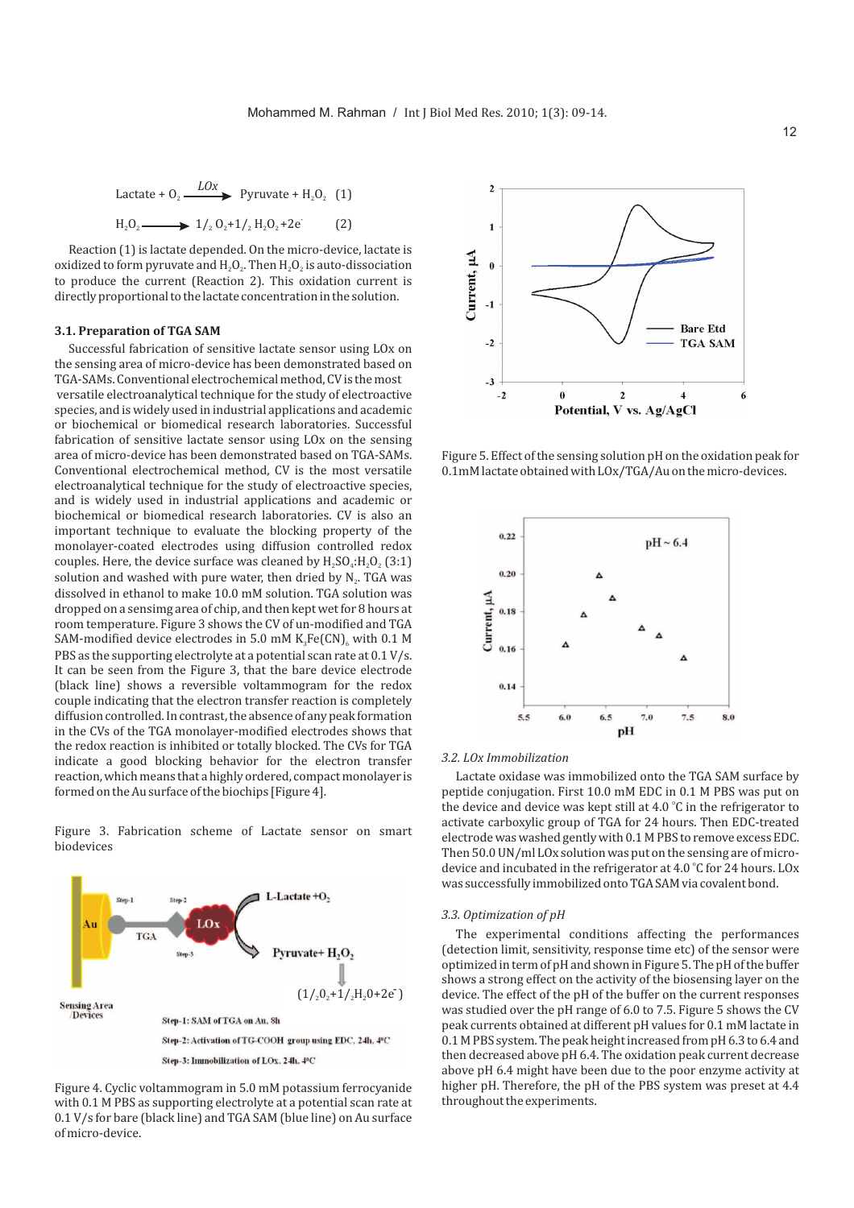$$\text{Lactate} + O_2 \xrightarrow{LOx} \text{Pyruvate} + H_2O_2 \quad (1)$$

$$H_2O_2 \longrightarrow 1/_2\, O_2 + 1/_2\, H_2O_2 + 2e^- \quad (2)$$

Reaction (1) is lactate depended. On the micro-device, lactate is oxidized to form pyruvate and $H_2O_2$. Then $H_2O_2$ is auto-dissociation to produce the current (Reaction 2). This oxidation current is directly proportional to the lactate concentration in the solution.

### 3.1. Preparation of TGA SAM

Successful fabrication of sensitive lactate sensor using LOx on the sensing area of micro-device has been demonstrated based on TGA-SAMs. Conventional electrochemical method, CV is the most versatile electroanalytical technique for the study of electroactive species, and is widely used in industrial applications and academic or biochemical or biomedical research laboratories. Successful fabrication of sensitive lactate sensor using LOx on the sensing area of micro-device has been demonstrated based on TGA-SAMs. Conventional electrochemical method, CV is the most versatile electroanalytical technique for the study of electroactive species, and is widely used in industrial applications and academic or biochemical or biomedical research laboratories. CV is also an important technique to evaluate the blocking property of the monolayer-coated electrodes using diffusion controlled redox couples. Here, the device surface was cleaned by $H_2SO_4$:$H_2O_2$ (3:1) solution and washed with pure water, then dried by $N_2$. TGA was dissolved in ethanol to make 10.0 mM solution. TGA solution was dropped on a sensimg area of chip, and then kept wet for 8 hours at room temperature. Figure 3 shows the CV of un-modified and TGA SAM-modified device electrodes in 5.0 mM $K_3Fe(CN)_6$ with 0.1 M PBS as the supporting electrolyte at a potential scan rate at 0.1 V/s. It can be seen from the Figure 3, that the bare device electrode (black line) shows a reversible voltammogram for the redox couple indicating that the electron transfer reaction is completely diffusion controlled. In contrast, the absence of any peak formation in the CVs of the TGA monolayer-modified electrodes shows that the redox reaction is inhibited or totally blocked. The CVs for TGA indicate a good blocking behavior for the electron transfer reaction, which means that a highly ordered, compact monolayer is formed on the Au surface of the biochips [Figure 4].

Figure 3. Fabrication scheme of Lactate sensor on smart biodevices

Figure 4. Cyclic voltammogram in 5.0 mM potassium ferrocyanide with 0.1 M PBS as supporting electrolyte at a potential scan rate at 0.1 V/s for bare (black line) and TGA SAM (blue line) on Au surface of micro-device.

Figure 5. Effect of the sensing solution pH on the oxidation peak for 0.1mM lactate obtained with LOx/TGA/Au on the micro-devices.

### 3.2. LOx Immobilization

Lactate oxidase was immobilized onto the TGA SAM surface by peptide conjugation. First 10.0 mM EDC in 0.1 M PBS was put on the device and device was kept still at 4.0 °C in the refrigerator to activate carboxylic group of TGA for 24 hours. Then EDC-treated electrode was washed gently with 0.1 M PBS to remove excess EDC. Then 50.0 UN/ml LOx solution was put on the sensing are of micro-device and incubated in the refrigerator at 4.0 °C for 24 hours. LOx was successfully immobilized onto TGA SAM via covalent bond.

### 3.3. Optimization of pH

The experimental conditions affecting the performances (detection limit, sensitivity, response time etc) of the sensor were optimized in term of pH and shown in Figure 5. The pH of the buffer shows a strong effect on the activity of the biosensing layer on the device. The effect of the pH of the buffer on the current responses was studied over the pH range of 6.0 to 7.5. Figure 5 shows the CV peak currents obtained at different pH values for 0.1 mM lactate in 0.1 M PBS system. The peak height increased from pH 6.3 to 6.4 and then decreased above pH 6.4. The oxidation peak current decrease above pH 6.4 might have been due to the poor enzyme activity at higher pH. Therefore, the pH of the PBS system was preset at 4.4 throughout the experiments.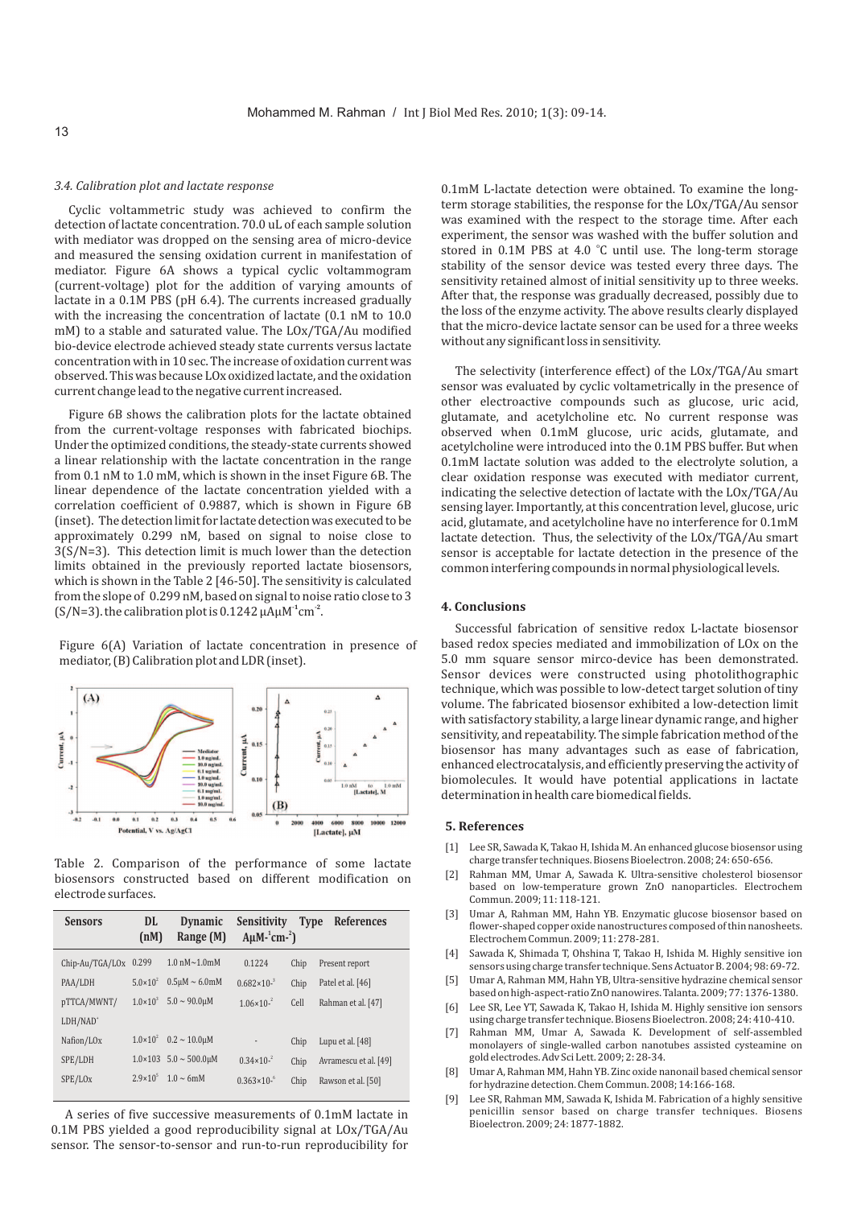### 3.4. Calibration plot and lactate response

Cyclic voltammetric study was achieved to confirm the detection of lactate concentration. 70.0 uL of each sample solution with mediator was dropped on the sensing area of micro-device and measured the sensing oxidation current in manifestation of mediator. Figure 6A shows a typical cyclic voltammogram (current-voltage) plot for the addition of varying amounts of lactate in a 0.1M PBS (pH 6.4). The currents increased gradually with the increasing the concentration of lactate (0.1 nM to 10.0 mM) to a stable and saturated value. The LOx/TGA/Au modified bio-device electrode achieved steady state currents versus lactate concentration with in 10 sec. The increase of oxidation current was observed. This was because LOx oxidized lactate, and the oxidation current change lead to the negative current increased.

Figure 6B shows the calibration plots for the lactate obtained from the current-voltage responses with fabricated biochips. Under the optimized conditions, the steady-state currents showed a linear relationship with the lactate concentration in the range from 0.1 nM to 1.0 mM, which is shown in the inset Figure 6B. The linear dependence of the lactate concentration yielded with a correlation coefficient of 0.9887, which is shown in Figure 6B (inset). The detection limit for lactate detection was executed to be approximately 0.299 nM, based on signal to noise close to 3(S/N=3). This detection limit is much lower than the detection limits obtained in the previously reported lactate biosensors, which is shown in the Table 2 [46-50]. The sensitivity is calculated from the slope of 0.299 nM, based on signal to noise ratio close to 3 (S/N=3). the calibration plot is 0.1242 $\mu A \mu M^{-1} cm^{-2}$.

Figure 6(A) Variation of lactate concentration in presence of mediator, (B) Calibration plot and LDR (inset).

Table 2. Comparison of the performance of some lactate biosensors constructed based on different modification on electrode surfaces.

| Sensors | DL (nM) | Dynamic Range (M) | Sensitivity $A\mu M^{-1}cm^{-2}$) | Type | References |
|---|---|---|---|---|---|
| Chip-Au/TGA/LOx | 0.299 | 1.0 nM~1.0mM | 0.1224 | Chip | Present report |
| PAA/LDH | $5.0\times10^{2}$ | 0.5μM ~ 6.0mM | $0.682\times10^{-3}$ | Chip | Patel et al. [46] |
| pTTCA/MWNT/ LDH/NAD$^{+}$ | $1.0\times10^{3}$ | 5.0 ~ 90.0μM | $1.06\times10^{-2}$ | Cell | Rahman et al. [47] |
| Nafion/LOx | $1.0\times10^{2}$ | 0.2 ~ 10.0μM | - | Chip | Lupu et al. [48] |
| SPE/LDH | 1.0×103 | 5.0 ~ 500.0μM | $0.34\times10^{-2}$ | Chip | Avramescu et al. [49] |
| SPE/LOx | $2.9\times10^{3}$ | 1.0 ~ 6mM | $0.363\times10^{-6}$ | Chip | Rawson et al. [50] |

A series of five successive measurements of 0.1mM lactate in 0.1M PBS yielded a good reproducibility signal at LOx/TGA/Au sensor. The sensor-to-sensor and run-to-run reproducibility for 0.1mM L-lactate detection were obtained. To examine the long-term storage stabilities, the response for the LOx/TGA/Au sensor was examined with the respect to the storage time. After each experiment, the sensor was washed with the buffer solution and stored in 0.1M PBS at 4.0 °C until use. The long-term storage stability of the sensor device was tested every three days. The sensitivity retained almost of initial sensitivity up to three weeks. After that, the response was gradually decreased, possibly due to the loss of the enzyme activity. The above results clearly displayed that the micro-device lactate sensor can be used for a three weeks without any significant loss in sensitivity.

The selectivity (interference effect) of the LOx/TGA/Au smart sensor was evaluated by cyclic voltametrically in the presence of other electroactive compounds such as glucose, uric acid, glutamate, and acetylcholine etc. No current response was observed when 0.1mM glucose, uric acids, glutamate, and acetylcholine were introduced into the 0.1M PBS buffer. But when 0.1mM lactate solution was added to the electrolyte solution, a clear oxidation response was executed with mediator current, indicating the selective detection of lactate with the LOx/TGA/Au sensing layer. Importantly, at this concentration level, glucose, uric acid, glutamate, and acetylcholine have no interference for 0.1mM lactate detection. Thus, the selectivity of the LOx/TGA/Au smart sensor is acceptable for lactate detection in the presence of the common interfering compounds in normal physiological levels.

## 4. Conclusions

Successful fabrication of sensitive redox L-lactate biosensor based redox species mediated and immobilization of LOx on the 5.0 mm square sensor mirco-device has been demonstrated. Sensor devices were constructed using photolithographic technique, which was possible to low-detect target solution of tiny volume. The fabricated biosensor exhibited a low-detection limit with satisfactory stability, a large linear dynamic range, and higher sensitivity, and repeatability. The simple fabrication method of the biosensor has many advantages such as ease of fabrication, enhanced electrocatalysis, and efficiently preserving the activity of biomolecules. It would have potential applications in lactate determination in health care biomedical fields.

## 5. References

[1] Lee SR, Sawada K, Takao H, Ishida M. An enhanced glucose biosensor using charge transfer techniques. Biosens Bioelectron. 2008; 24: 650-656.

[2] Rahman MM, Umar A, Sawada K. Ultra-sensitive cholesterol biosensor based on low-temperature grown ZnO nanoparticles. Electrochem Commun. 2009; 11: 118-121.

[3] Umar A, Rahman MM, Hahn YB. Enzymatic glucose biosensor based on flower-shaped copper oxide nanostructures composed of thin nanosheets. Electrochem Commun. 2009; 11: 278-281.

[4] Sawada K, Shimada T, Ohshina T, Takao H, Ishida M. Highly sensitive ion sensors using charge transfer technique. Sens Actuator B. 2004; 98: 69-72.

[5] Umar A, Rahman MM, Hahn YB, Ultra-sensitive hydrazine chemical sensor based on high-aspect-ratio ZnO nanowires. Talanta. 2009; 77: 1376-1380.

[6] Lee SR, Lee YT, Sawada K, Takao H, Ishida M. Highly sensitive ion sensors using charge transfer technique. Biosens Bioelectron. 2008; 24: 410-410.

[7] Rahman MM, Umar A, Sawada K. Development of self-assembled monolayers of single-walled carbon nanotubes assisted cysteamine on gold electrodes. Adv Sci Lett. 2009; 2: 28-34.

[8] Umar A, Rahman MM, Hahn YB. Zinc oxide nanonail based chemical sensor for hydrazine detection. Chem Commun. 2008; 14: 166-168.

[9] Lee SR, Rahman MM, Sawada K, Ishida M. Fabrication of a highly sensitive penicillin sensor based on charge transfer techniques. Biosens Bioelectron. 2009; 24: 1877-1882.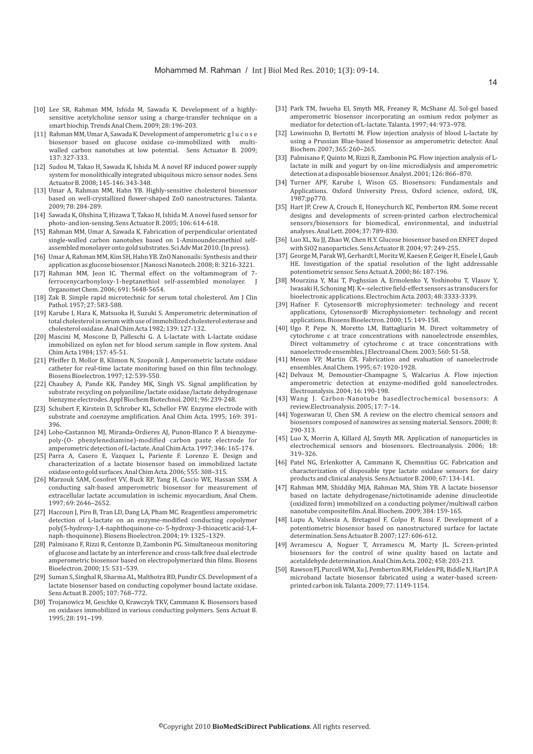[10] Lee SR, Rahman MM, Ishida M, Sawada K. Development of a highly-sensitive acetylcholine sensor using a charge-transfer technique on a smart biochip. Trends Anal Chem. 2009; 28: 196-203.

[11] Rahman MM, Umar A, Sawada K. Development of amperometric g l u c o s e biosensor based on glucose oxidase co-immobilized with multi-walled carbon nanotubes at low potential. Sens Actuator B. 2009; 137: 327-333.

[12] Sudou M, Takao H, Sawada K, Ishida M. A novel RF induced power supply system for monolithically integrated ubiquitous micro sensor nodes. Sens Actuator B. 2008; 145-146: 343-348.

[13] Umar A, Rahman MM, Hahn YB. Highly-sensitive cholesterol biosensor based on well-crystallized flower-shaped ZnO nanostructures. Talanta. 2009; 78: 284-289.

[14] Sawada K, Ohshina T, Hizawa T, Takao H, Ishida M. A novel fused sensor for photo- and ion-sensing. Sens Actuator B. 2005; 106: 614-618.

[15] Rahman MM, Umar A, Sawada K. Fabrication of perpendicular orientated single-walled carbon nanotubes based on 1-Aminoundecanethiol self-assembled monolayer onto gold substrates. Sci Adv Mat 2010. (In press).

[16] Umar A, Rahman MM, Kim SH, Hahn YB. ZnO Nanonails: Synthesis and their application as glucose biosensor. J Nanosci Nanotech. 2008; 8: 3216-3221.

[17] Rahman MM, Jeon IC. Thermal effect on the voltammogram of 7-ferrocenycarbonyloxy-1-heptanethiol self-assembled monolayer. J Organomet Chem. 2006; 691: 5648-5654.

[18] Zak B. Simple rapid microtechnic for serum total cholesterol. Am J Clin Pathol. 1957; 27: 583-588.

[19] Karube I, Hara K, Matsuoka H, Suzuki S. Amperometric determination of total cholesterol in serum with use of immobilized cholesterol esterase and cholesterol oxidase. Anal Chim Acta 1982; 139: 127-132.

[20] Mascini M, Moscone D, Palleschi G. A L-lactate with L-lactate oxidase immobilized on nylon net for blood serum sample in flow system. Anal Chim Acta 1984; 157: 45-51.

[21] Pfeiffer D, Mollor B, Klimon N, Szoponik J. Amperometric lactate oxidase catheter for real-time lactate monitoring based on thin film technology. Biosens Bioelectron. 1997; 12: 539-550.

[22] Chaubey A, Pande KK, Pandey MK, Singh VS. Signal amplification by substrate recycling on polyaniline/lactate oxidase/lactate dehydrogenase bienzyme electrodes. Appl Biochem Biotechnol. 2001; 96: 239-248.

[23] Schubert F, Kirstein D, Schrober KL, Schellor FW. Enzyme electrode with substrate and coenzyme amplification. Anal Chim Acta. 1995; 169: 391-396.

[24] Lobo-Castannon MJ, Miranda-Ordieres AJ, Punon-Blanco P. A bienzyme-poly-(O- phenylenediamine)-modified carbon paste electrode for amperometric detection of L-lactate. Anal Chim Acta. 1997; 346: 165-174.

[25] Parra A, Casero E, Vazquez L, Pariente F. Lorenzo E. Design and characterization of a lactate biosensor based on immobilized lactate oxidase onto gold surfaces. Anal Chim Acta. 2006; 555: 308–315.

[26] Marzouk SAM, Cosofret VV, Buck RP, Yang H, Cascio WE, Hassan SSM. A conducting salt-based amperometric biosensor for measurement of extracellular lactate accumulation in ischemic myocardium, Anal Chem. 1997; 69: 2646–2652.

[27] Haccoun J, Piro B, Tran LD, Dang LA, Pham MC. Reagentless amperometric detection of L-lactate on an enzyme-modified conducting copolymer poly(5-hydroxy-1,4-naphthoquinone-co- 5-hydroxy-3-thioacetic acid-1,4-naph- thoquinone). Biosens Bioelectron. 2004; 19: 1325–1329.

[28] Palmisano F, Rizzi R, Centonze D, Zambonin PG. Simultaneous monitoring of glucose and lactate by an interference and cross-talk free dual electrode amperometric biosensor based on electropolymerized thin films. Biosens Bioelectron. 2000; 15: 531–539.

[29] Suman S, Singhal R, Sharma AL, Malthotra BD, Pundir CS. Development of a lactate biosensor based on conducting copolymer bound lactate oxidase. Sens Actuat B. 2005; 107: 768–772.

[30] Trojanowicz M, Geschke O, Krawczyk TKV, Cammann K. Biosensors based on oxidases immobilized in various conducting polymers. Sens Actuat B. 1995; 28: 191–199.

[31] Park TM, Iwuoha EI, Smyth MR, Freaney R, McShane AJ. Sol-gel based amperometric biosensor incorporating an osmium redox polymer as mediator for detection of L-lactate. Talanta. 1997; 44: 973–978.

[32] Lowinsohn D, Bertotti M. Flow injection analysis of blood L-lactate by using a Prussian Blue-based biosensor as amperometric detector. Anal Biochem. 2007; 365: 260–265.

[33] Palmisano F, Quinto M, Rizzi R, Zambonin PG. Flow injection analysis of L-lactate in milk and yogurt by on-line microdialysis and amperometric detection at a disposable biosensor. Analyst. 2001; 126: 866–870.

[34] Turner APF, Karube I, Wison GS. Biosensors: Fundamentals and Applications. Oxford University Press, Oxford science, oxford, UK, 1987;pp770.

[35] Hart JP, Crew A, Crouch E, Honeychurch KC, Pemberton RM. Some recent designs and developments of screen-printed carbon electrochemical sensors/biosensors for biomedical, environmental, and industrial analyses. Anal Lett. 2004; 37: 789-830.

[36] Luo XL, Xu JJ, Zhao W, Chen H.Y. Glucose biosensor based on ENFET doped with SiO2 nanoparticles. Sens Actuator B. 2004; 97: 249-255.

[37] George M, Parak WJ, Gerhardt I, Moritz W, Kaesen F, Geiger H, Eisele I, Gaub HE. Investigation of the spatial resolution of the light addressable potentiometric sensor. Sens Actuat A. 2000; 86: 187-196.

[38] Mourzina Y, Mai T, Poghssian A, Ermolenko Y, Yoshinobu T, Vlasov Y, Iwasaki H, Schoning MJ. K+-selective field-effect sensors as transducers for bioelectronic applications. Electrochim Acta. 2003; 48: 3333-3339.

[39] Hafner F. Cytosensor® microphysiometer: technology and recent applications, Cytosensor® Microphysiometer: technology and recent applications. Biosens Bioelectron. 2000; 15: 149-158.

[40] Ugo P, Pepe N, Moretto LM, Battagliarin M. Direct voltammetry of cytochrome c at trace concentrations with nanoelectrode ensembles, Direct voltammetry of cytochrome c at trace concentrations with nanoelectrode ensembles. J Electroanal Chem. 2003; 560: 51-58.

[41] Menon VP, Martin CR. Fabrication and evaluation of nanoelectrode ensembles. Anal Chem. 1995; 67: 1920-1928.

[42] Delvaux M, Demoustier-Champagne S, Walcarius A. Flow injection amperometric detection at enzyme-modified gold nanoelectrodes. Electroanalysis. 2004; 16: 190-198.

[43] Wang J. Carbon-Nanotube basedlectrochemical bosensors: A review.Electroanalysis. 2005; 17: 7–14.

[44] Yogeswaran U, Chen SM. A review on the electro chemical sensors and biosensors composed of nanowires as sensing material. Sensors. 2008; 8: 290-313.

[45] Luo X, Morrin A, Killard AJ, Smyth MR. Application of nanoparticles in electrochemical sensors and biosensors. Electroanalysis. 2006; 18: 319–326.

[46] Patel NG, Erlenkotter A, Cammann K, Chemnitius GC. Fabrication and characterization of disposable type lactate oxidase sensors for dairy products and clinical analysis. Sens Actuator B. 2000; 67: 134-141.

[47] Rahman MM, Shiddiky MJA, Rahman MA, Shim YB. A lactate biosensor based on lactate dehydrogenase/nictotinamide adenine dinucleotide (oxidized form) immobilized on a conducting polymer/multiwall carbon nanotube composite film. Anal. Biochem. 2009; 384: 159-165.

[48] Lupu A, Valsesia A, Bretagnol F, Colpo P, Rossi F. Development of a potentiometric biosensor based on nanostructured surface for lactate determination. Sens Actuator B. 2007; 127: 606-612.

[49] Avramescu A, Noguer T, Avramescu M, Marty JL. Screen-printed biosensors for the control of wine quality based on lactate and acetaldehyde determination. Anal Chim Acta. 2002; 458: 203-213.

[50] Rawson FJ, Purcell WM, Xu J, Pemberton RM, Fielden PR, Biddle N, Hart JP. A microband lactate biosensor fabricated using a water-based screen-printed carbon ink. Talanta. 2009; 77: 1149-1154.

©Copyright 2010 **BioMedSciDirect Publications**. All rights reserved.